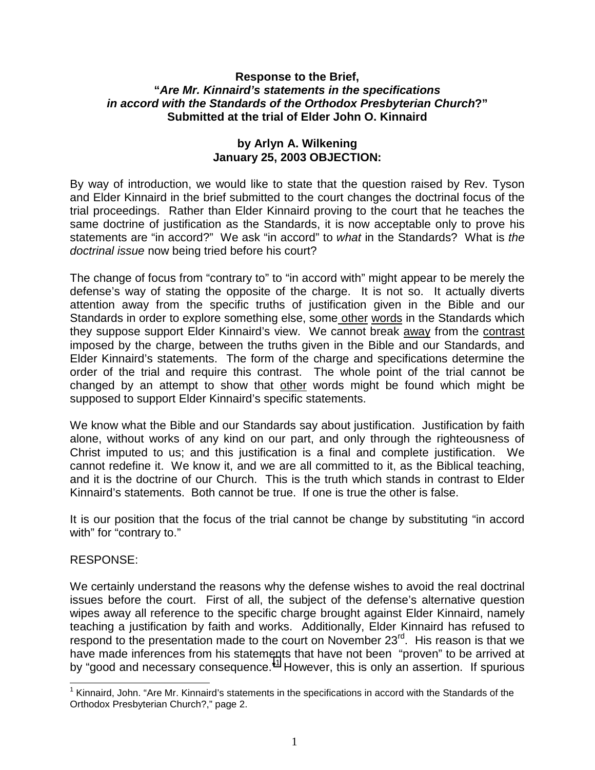**Response to the Brief,**
**"*Are Mr. Kinnaird's statements in the specifications in accord with the Standards of the Orthodox Presbyterian Church*?"**
**Submitted at the trial of Elder John O. Kinnaird**

**by Arlyn A. Wilkening**
**January 25, 2003 OBJECTION:**

By way of introduction, we would like to state that the question raised by Rev. Tyson and Elder Kinnaird in the brief submitted to the court changes the doctrinal focus of the trial proceedings. Rather than Elder Kinnaird proving to the court that he teaches the same doctrine of justification as the Standards, it is now acceptable only to prove his statements are "in accord?" We ask "in accord" to *what* in the Standards? What is *the doctrinal issue* now being tried before his court?

The change of focus from "contrary to" to "in accord with" might appear to be merely the defense's way of stating the opposite of the charge. It is not so. It actually diverts attention away from the specific truths of justification given in the Bible and our Standards in order to explore something else, some <u>other</u> <u>words</u> in the Standards which they suppose support Elder Kinnaird's view. We cannot break <u>away</u> from the <u>contrast</u> imposed by the charge, between the truths given in the Bible and our Standards, and Elder Kinnaird's statements. The form of the charge and specifications determine the order of the trial and require this contrast. The whole point of the trial cannot be changed by an attempt to show that <u>other</u> words might be found which might be supposed to support Elder Kinnaird's specific statements.

We know what the Bible and our Standards say about justification. Justification by faith alone, without works of any kind on our part, and only through the righteousness of Christ imputed to us; and this justification is a final and complete justification. We cannot redefine it. We know it, and we are all committed to it, as the Biblical teaching, and it is the doctrine of our Church. This is the truth which stands in contrast to Elder Kinnaird's statements. Both cannot be true. If one is true the other is false.

It is our position that the focus of the trial cannot be change by substituting "in accord with" for "contrary to."

RESPONSE:

We certainly understand the reasons why the defense wishes to avoid the real doctrinal issues before the court. First of all, the subject of the defense's alternative question wipes away all reference to the specific charge brought against Elder Kinnaird, namely teaching a justification by faith and works. Additionally, Elder Kinnaird has refused to respond to the presentation made to the court on November 23rd. His reason is that we have made inferences from his statements that have not been "proven" to be arrived at by "good and necessary consequence."[1] However, this is only an assertion. If spurious

[1] Kinnaird, John. "Are Mr. Kinnaird's statements in the specifications in accord with the Standards of the Orthodox Presbyterian Church?," page 2.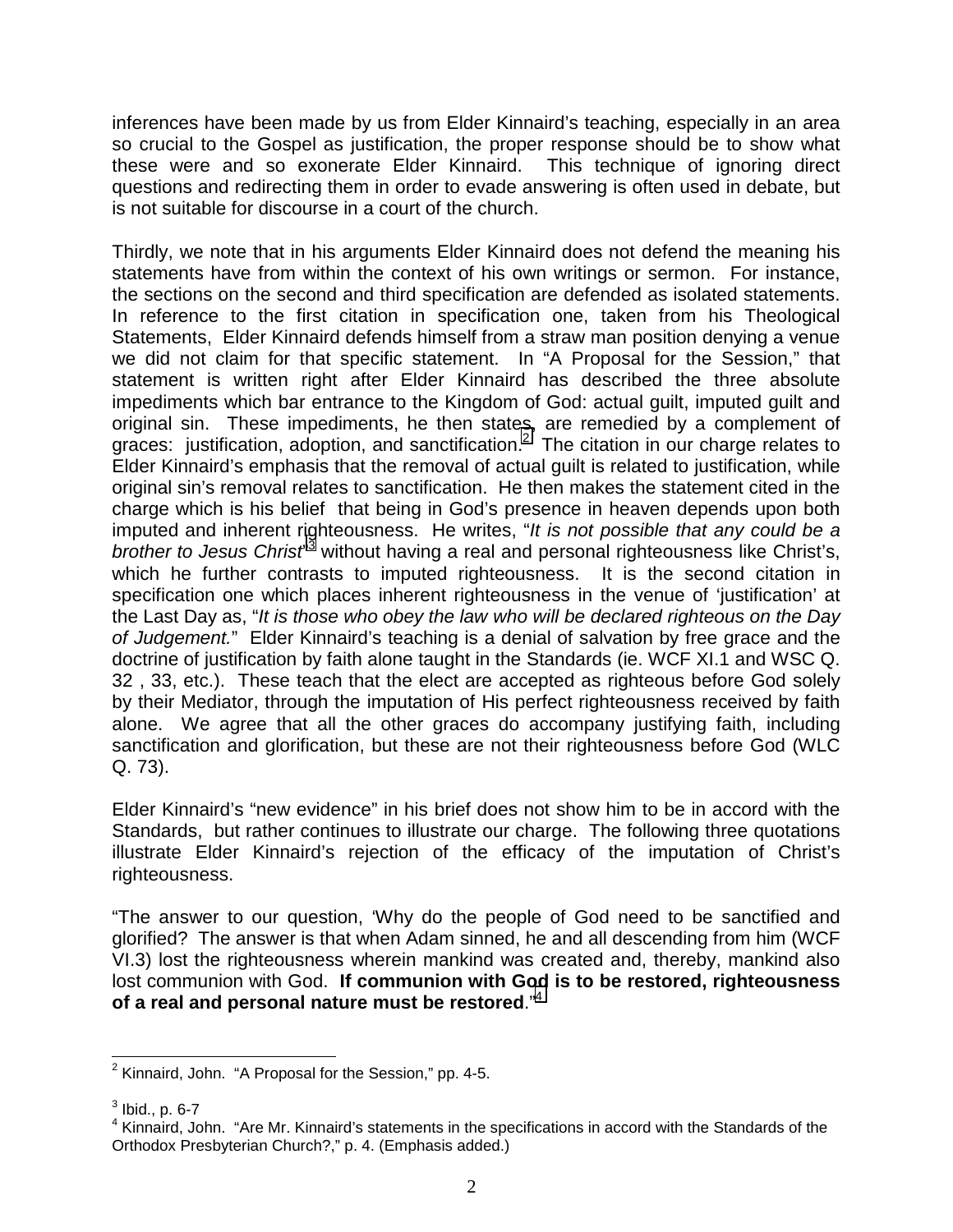inferences have been made by us from Elder Kinnaird's teaching, especially in an area so crucial to the Gospel as justification, the proper response should be to show what these were and so exonerate Elder Kinnaird. This technique of ignoring direct questions and redirecting them in order to evade answering is often used in debate, but is not suitable for discourse in a court of the church.

Thirdly, we note that in his arguments Elder Kinnaird does not defend the meaning his statements have from within the context of his own writings or sermon. For instance, the sections on the second and third specification are defended as isolated statements. In reference to the first citation in specification one, taken from his Theological Statements, Elder Kinnaird defends himself from a straw man position denying a venue we did not claim for that specific statement. In "A Proposal for the Session," that statement is written right after Elder Kinnaird has described the three absolute impediments which bar entrance to the Kingdom of God: actual guilt, imputed guilt and original sin. These impediments, he then states, are remedied by a complement of graces: justification, adoption, and sanctification.[2] The citation in our charge relates to Elder Kinnaird's emphasis that the removal of actual guilt is related to justification, while original sin's removal relates to sanctification. He then makes the statement cited in the charge which is his belief that being in God's presence in heaven depends upon both imputed and inherent righteousness. He writes, "*It is not possible that any could be a brother to Jesus Christ*"[3] without having a real and personal righteousness like Christ's, which he further contrasts to imputed righteousness. It is the second citation in specification one which places inherent righteousness in the venue of 'justification' at the Last Day as, "*It is those who obey the law who will be declared righteous on the Day of Judgement.*" Elder Kinnaird's teaching is a denial of salvation by free grace and the doctrine of justification by faith alone taught in the Standards (ie. WCF XI.1 and WSC Q. 32 , 33, etc.). These teach that the elect are accepted as righteous before God solely by their Mediator, through the imputation of His perfect righteousness received by faith alone. We agree that all the other graces do accompany justifying faith, including sanctification and glorification, but these are not their righteousness before God (WLC Q. 73).

Elder Kinnaird's "new evidence" in his brief does not show him to be in accord with the Standards, but rather continues to illustrate our charge. The following three quotations illustrate Elder Kinnaird's rejection of the efficacy of the imputation of Christ's righteousness.

"The answer to our question, 'Why do the people of God need to be sanctified and glorified? The answer is that when Adam sinned, he and all descending from him (WCF VI.3) lost the righteousness wherein mankind was created and, thereby, mankind also lost communion with God. **If communion with God is to be restored, righteousness of a real and personal nature must be restored**."[4]

---

[2] Kinnaird, John. "A Proposal for the Session," pp. 4-5.

[3] Ibid., p. 6-7

[4] Kinnaird, John. "Are Mr. Kinnaird's statements in the specifications in accord with the Standards of the Orthodox Presbyterian Church?," p. 4. (Emphasis added.)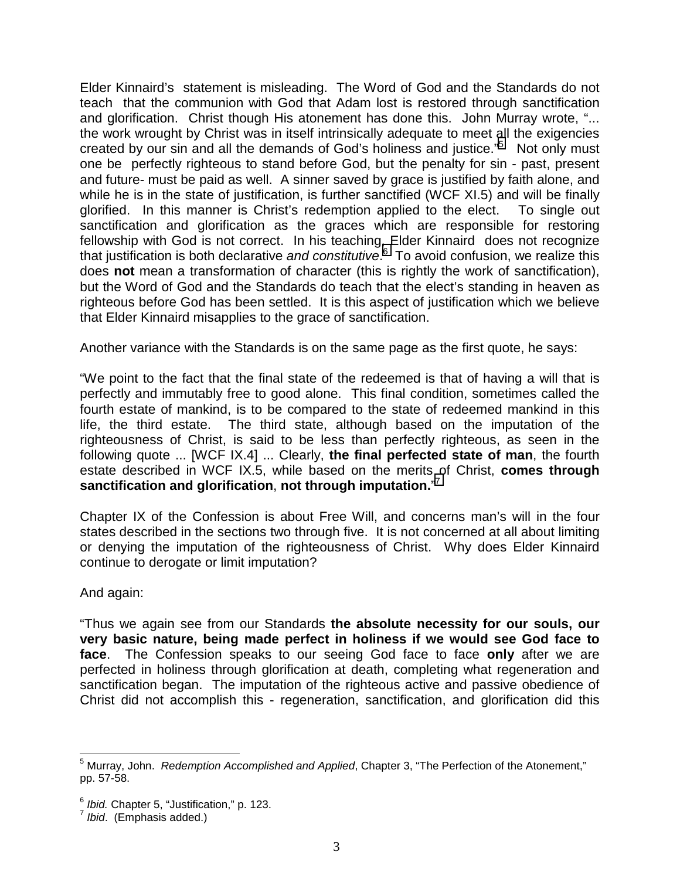Elder Kinnaird's statement is misleading. The Word of God and the Standards do not teach that the communion with God that Adam lost is restored through sanctification and glorification. Christ though His atonement has done this. John Murray wrote, "... the work wrought by Christ was in itself intrinsically adequate to meet all the exigencies created by our sin and all the demands of God's holiness and justice."[5] Not only must one be perfectly righteous to stand before God, but the penalty for sin - past, present and future- must be paid as well. A sinner saved by grace is justified by faith alone, and while he is in the state of justification, is further sanctified (WCF XI.5) and will be finally glorified. In this manner is Christ's redemption applied to the elect. To single out sanctification and glorification as the graces which are responsible for restoring fellowship with God is not correct. In his teaching, Elder Kinnaird does not recognize that justification is both declarative *and constitutive*.[6] To avoid confusion, we realize this does **not** mean a transformation of character (this is rightly the work of sanctification), but the Word of God and the Standards do teach that the elect's standing in heaven as righteous before God has been settled. It is this aspect of justification which we believe that Elder Kinnaird misapplies to the grace of sanctification.

Another variance with the Standards is on the same page as the first quote, he says:

"We point to the fact that the final state of the redeemed is that of having a will that is perfectly and immutably free to good alone. This final condition, sometimes called the fourth estate of mankind, is to be compared to the state of redeemed mankind in this life, the third estate. The third state, although based on the imputation of the righteousness of Christ, is said to be less than perfectly righteous, as seen in the following quote ... [WCF IX.4] ... Clearly, **the final perfected state of man**, the fourth estate described in WCF IX.5, while based on the merits of Christ, **comes through sanctification and glorification**, **not through imputation.**"[7]

Chapter IX of the Confession is about Free Will, and concerns man's will in the four states described in the sections two through five. It is not concerned at all about limiting or denying the imputation of the righteousness of Christ. Why does Elder Kinnaird continue to derogate or limit imputation?

And again:

"Thus we again see from our Standards **the absolute necessity for our souls, our very basic nature, being made perfect in holiness if we would see God face to face**. The Confession speaks to our seeing God face to face **only** after we are perfected in holiness through glorification at death, completing what regeneration and sanctification began. The imputation of the righteous active and passive obedience of Christ did not accomplish this - regeneration, sanctification, and glorification did this

---

[5] Murray, John. *Redemption Accomplished and Applied*, Chapter 3, "The Perfection of the Atonement," pp. 57-58.

[6] *Ibid.* Chapter 5, "Justification," p. 123.

[7] *Ibid*. (Emphasis added.)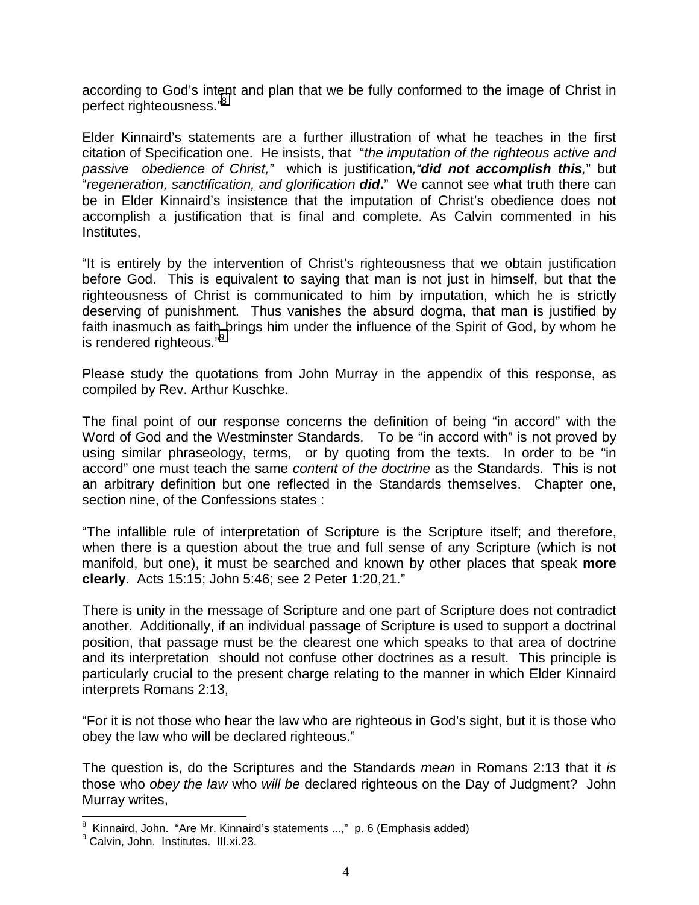according to God's intent and plan that we be fully conformed to the image of Christ in perfect righteousness."[8]

Elder Kinnaird's statements are a further illustration of what he teaches in the first citation of Specification one. He insists, that "*the imputation of the righteous active and passive obedience of Christ,"* which is justification*,"**did not accomplish this**,*" but "*regeneration, sanctification, and glorification* ***did***." We cannot see what truth there can be in Elder Kinnaird's insistence that the imputation of Christ's obedience does not accomplish a justification that is final and complete. As Calvin commented in his Institutes,

"It is entirely by the intervention of Christ's righteousness that we obtain justification before God. This is equivalent to saying that man is not just in himself, but that the righteousness of Christ is communicated to him by imputation, which he is strictly deserving of punishment. Thus vanishes the absurd dogma, that man is justified by faith inasmuch as faith brings him under the influence of the Spirit of God, by whom he is rendered righteous."[9]

Please study the quotations from John Murray in the appendix of this response, as compiled by Rev. Arthur Kuschke.

The final point of our response concerns the definition of being "in accord" with the Word of God and the Westminster Standards. To be "in accord with" is not proved by using similar phraseology, terms, or by quoting from the texts. In order to be "in accord" one must teach the same *content of the doctrine* as the Standards. This is not an arbitrary definition but one reflected in the Standards themselves. Chapter one, section nine, of the Confessions states :

"The infallible rule of interpretation of Scripture is the Scripture itself; and therefore, when there is a question about the true and full sense of any Scripture (which is not manifold, but one), it must be searched and known by other places that speak **more clearly**. Acts 15:15; John 5:46; see 2 Peter 1:20,21."

There is unity in the message of Scripture and one part of Scripture does not contradict another. Additionally, if an individual passage of Scripture is used to support a doctrinal position, that passage must be the clearest one which speaks to that area of doctrine and its interpretation should not confuse other doctrines as a result. This principle is particularly crucial to the present charge relating to the manner in which Elder Kinnaird interprets Romans 2:13,

"For it is not those who hear the law who are righteous in God's sight, but it is those who obey the law who will be declared righteous."

The question is, do the Scriptures and the Standards *mean* in Romans 2:13 that it *is* those who *obey the law* who *will be* declared righteous on the Day of Judgment? John Murray writes,

---

[8] Kinnaird, John. "Are Mr. Kinnaird's statements ...," p. 6 (Emphasis added)

[9] Calvin, John. Institutes. III.xi.23.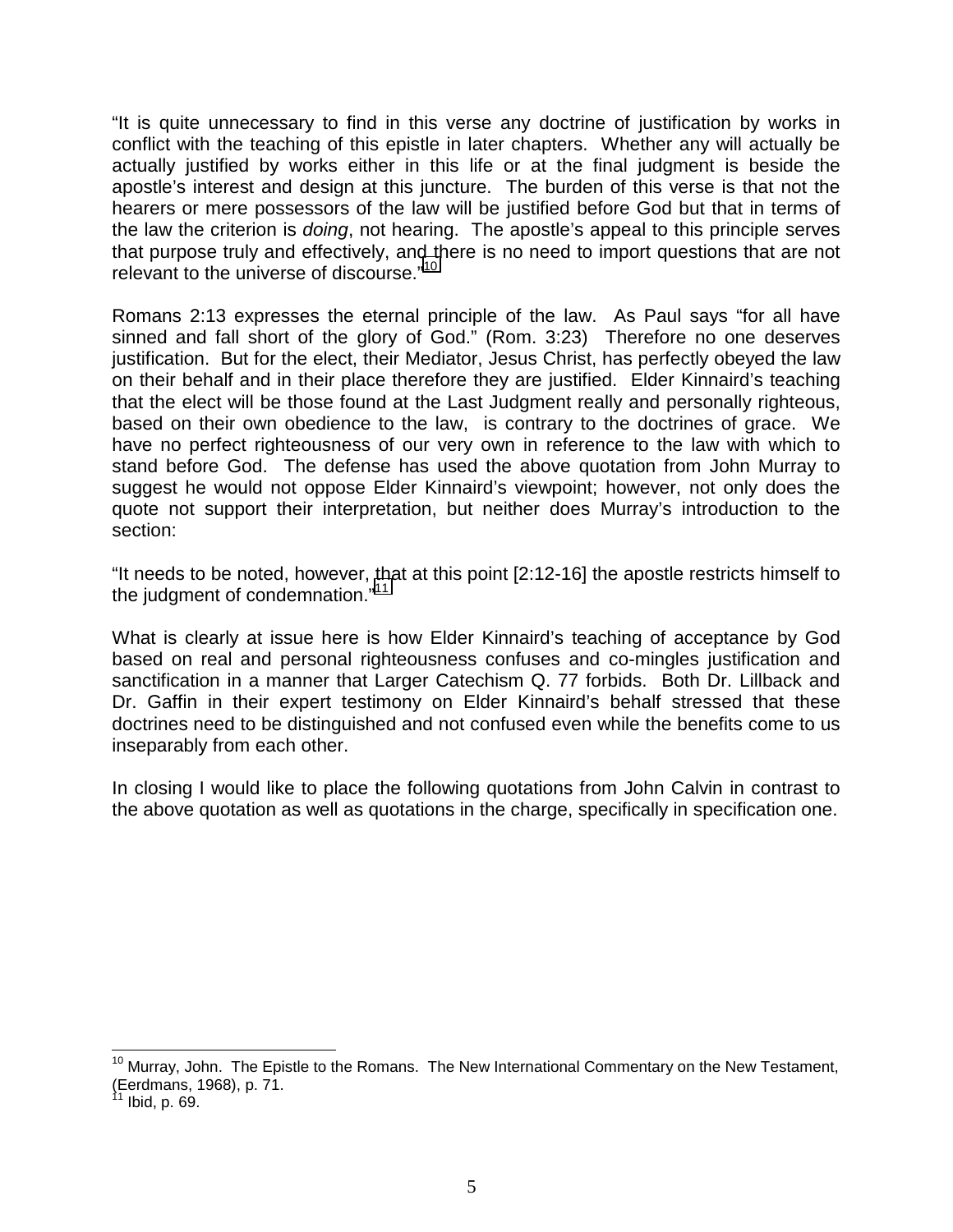"It is quite unnecessary to find in this verse any doctrine of justification by works in conflict with the teaching of this epistle in later chapters. Whether any will actually be actually justified by works either in this life or at the final judgment is beside the apostle's interest and design at this juncture. The burden of this verse is that not the hearers or mere possessors of the law will be justified before God but that in terms of the law the criterion is *doing*, not hearing. The apostle's appeal to this principle serves that purpose truly and effectively, and there is no need to import questions that are not relevant to the universe of discourse."[10]

Romans 2:13 expresses the eternal principle of the law. As Paul says "for all have sinned and fall short of the glory of God." (Rom. 3:23) Therefore no one deserves justification. But for the elect, their Mediator, Jesus Christ, has perfectly obeyed the law on their behalf and in their place therefore they are justified. Elder Kinnaird's teaching that the elect will be those found at the Last Judgment really and personally righteous, based on their own obedience to the law, is contrary to the doctrines of grace. We have no perfect righteousness of our very own in reference to the law with which to stand before God. The defense has used the above quotation from John Murray to suggest he would not oppose Elder Kinnaird's viewpoint; however, not only does the quote not support their interpretation, but neither does Murray's introduction to the section:

"It needs to be noted, however, that at this point [2:12-16] the apostle restricts himself to the judgment of condemnation."[11]

What is clearly at issue here is how Elder Kinnaird's teaching of acceptance by God based on real and personal righteousness confuses and co-mingles justification and sanctification in a manner that Larger Catechism Q. 77 forbids. Both Dr. Lillback and Dr. Gaffin in their expert testimony on Elder Kinnaird's behalf stressed that these doctrines need to be distinguished and not confused even while the benefits come to us inseparably from each other.

In closing I would like to place the following quotations from John Calvin in contrast to the above quotation as well as quotations in the charge, specifically in specification one.

---

[10] Murray, John. The Epistle to the Romans. The New International Commentary on the New Testament, (Eerdmans, 1968), p. 71.

[11] Ibid, p. 69.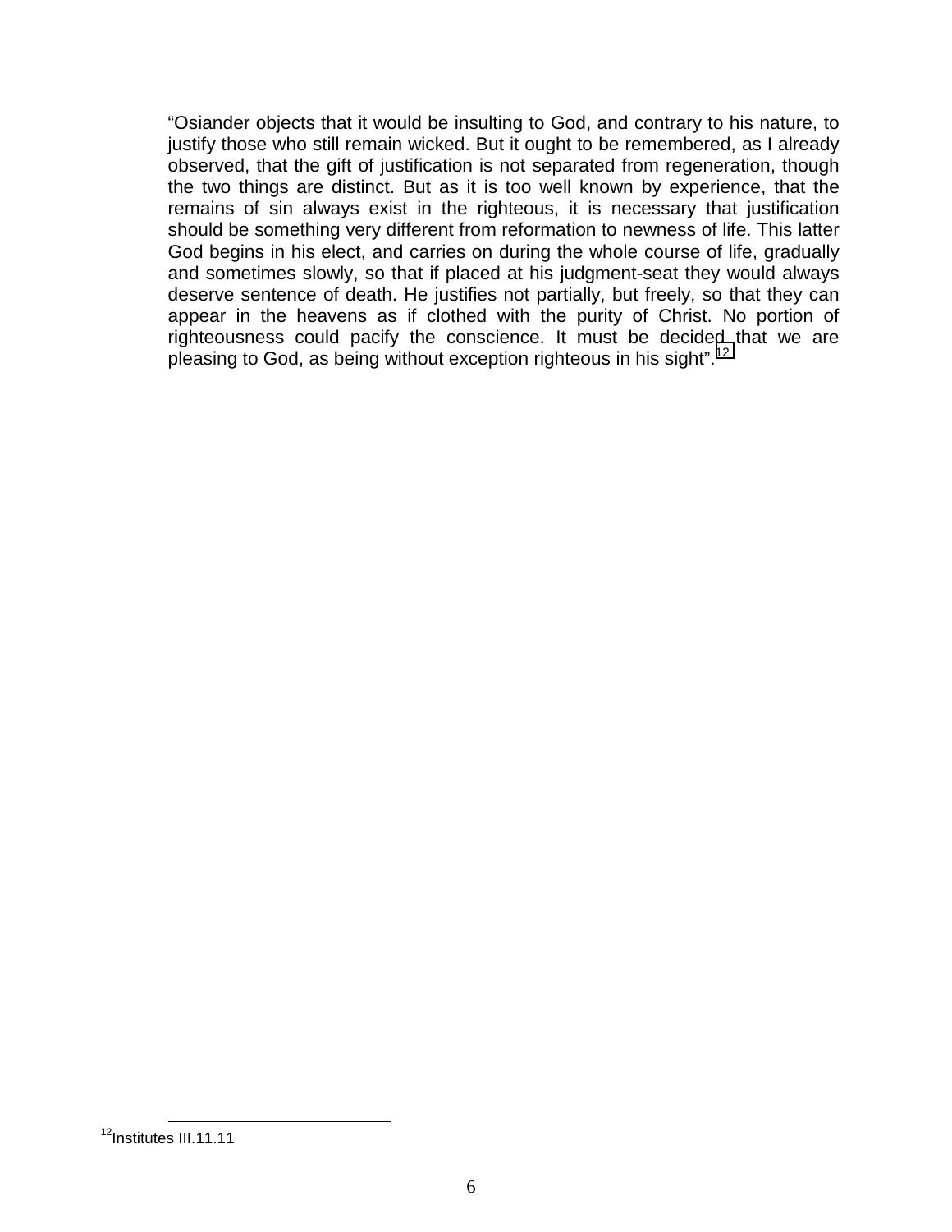> "Osiander objects that it would be insulting to God, and contrary to his nature, to justify those who still remain wicked. But it ought to be remembered, as I already observed, that the gift of justification is not separated from regeneration, though the two things are distinct. But as it is too well known by experience, that the remains of sin always exist in the righteous, it is necessary that justification should be something very different from reformation to newness of life. This latter God begins in his elect, and carries on during the whole course of life, gradually and sometimes slowly, so that if placed at his judgment-seat they would always deserve sentence of death. He justifies not partially, but freely, so that they can appear in the heavens as if clothed with the purity of Christ. No portion of righteousness could pacify the conscience. It must be decided that we are pleasing to God, as being without exception righteous in his sight".[12]

[12] Institutes III.11.11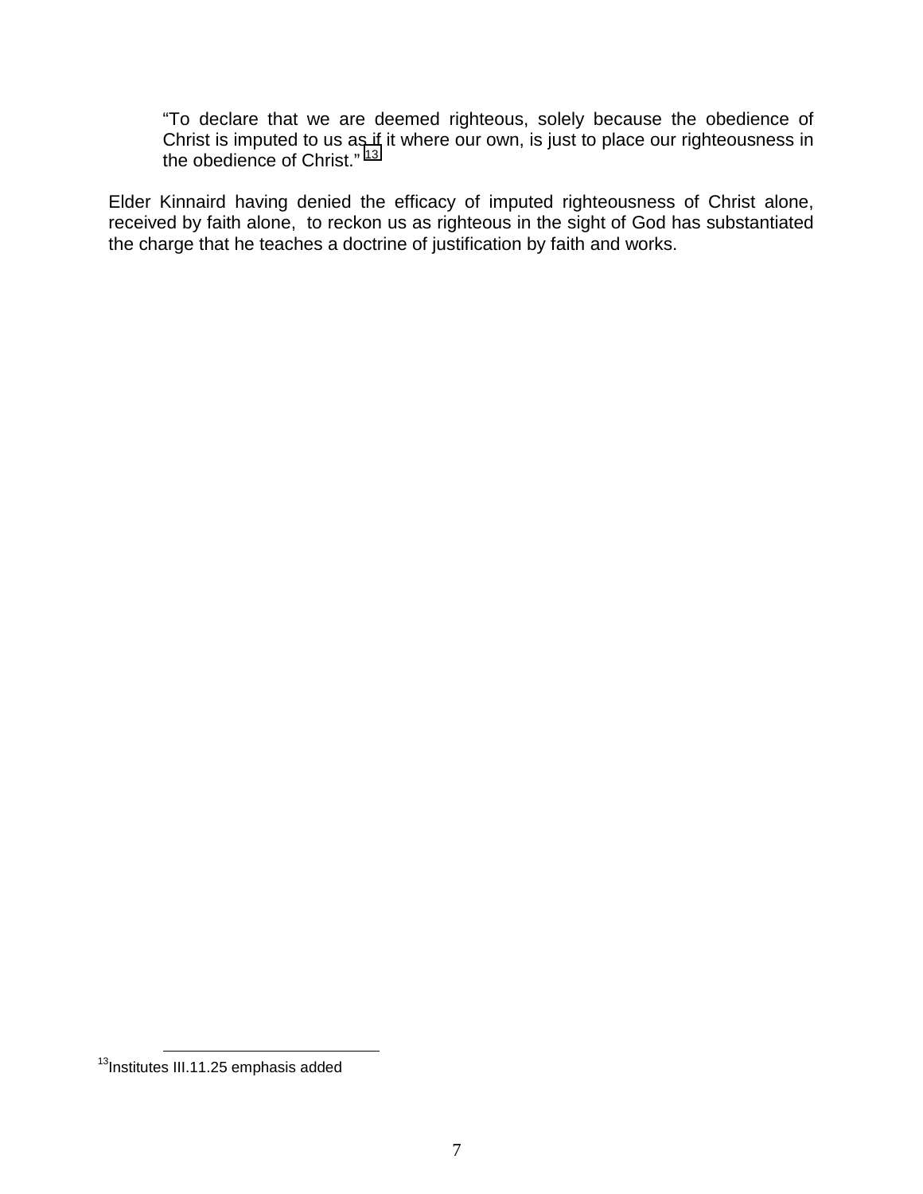> "To declare that we are deemed righteous, solely because the obedience of Christ is imputed to us as if it where our own, is just to place our righteousness in the obedience of Christ." [13]

Elder Kinnaird having denied the efficacy of imputed righteousness of Christ alone, received by faith alone, to reckon us as righteous in the sight of God has substantiated the charge that he teaches a doctrine of justification by faith and works.

---

[13] Institutes III.11.25 emphasis added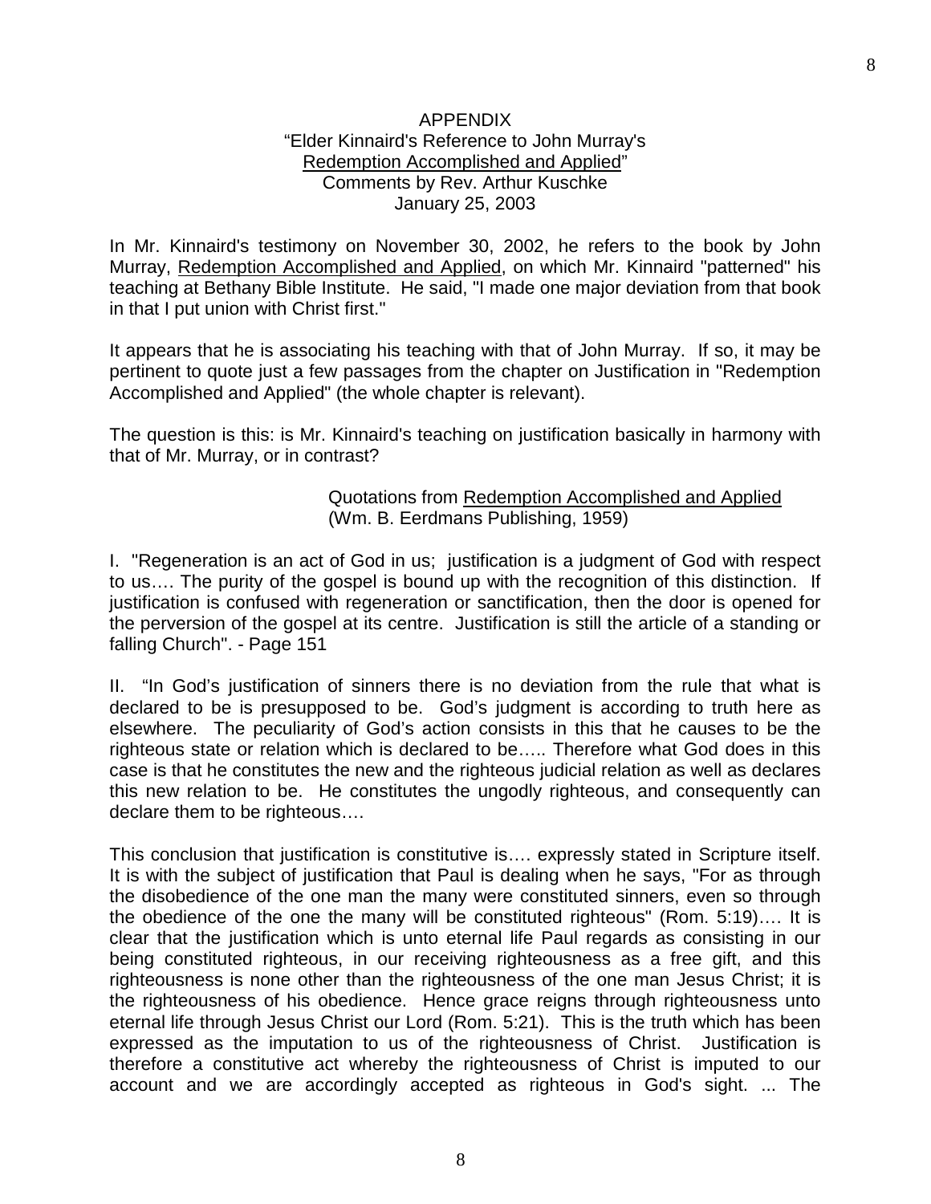# APPENDIX

## "Elder Kinnaird's Reference to John Murray's Redemption Accomplished and Applied"

Comments by Rev. Arthur Kuschke
January 25, 2003

In Mr. Kinnaird's testimony on November 30, 2002, he refers to the book by John Murray, Redemption Accomplished and Applied, on which Mr. Kinnaird "patterned" his teaching at Bethany Bible Institute. He said, "I made one major deviation from that book in that I put union with Christ first."

It appears that he is associating his teaching with that of John Murray. If so, it may be pertinent to quote just a few passages from the chapter on Justification in "Redemption Accomplished and Applied" (the whole chapter is relevant).

The question is this: is Mr. Kinnaird's teaching on justification basically in harmony with that of Mr. Murray, or in contrast?

Quotations from Redemption Accomplished and Applied
(Wm. B. Eerdmans Publishing, 1959)

I. "Regeneration is an act of God in us; justification is a judgment of God with respect to us…. The purity of the gospel is bound up with the recognition of this distinction. If justification is confused with regeneration or sanctification, then the door is opened for the perversion of the gospel at its centre. Justification is still the article of a standing or falling Church". - Page 151

II. "In God's justification of sinners there is no deviation from the rule that what is declared to be is presupposed to be. God's judgment is according to truth here as elsewhere. The peculiarity of God's action consists in this that he causes to be the righteous state or relation which is declared to be….. Therefore what God does in this case is that he constitutes the new and the righteous judicial relation as well as declares this new relation to be. He constitutes the ungodly righteous, and consequently can declare them to be righteous….

This conclusion that justification is constitutive is…. expressly stated in Scripture itself. It is with the subject of justification that Paul is dealing when he says, "For as through the disobedience of the one man the many were constituted sinners, even so through the obedience of the one the many will be constituted righteous" (Rom. 5:19)…. It is clear that the justification which is unto eternal life Paul regards as consisting in our being constituted righteous, in our receiving righteousness as a free gift, and this righteousness is none other than the righteousness of the one man Jesus Christ; it is the righteousness of his obedience. Hence grace reigns through righteousness unto eternal life through Jesus Christ our Lord (Rom. 5:21). This is the truth which has been expressed as the imputation to us of the righteousness of Christ. Justification is therefore a constitutive act whereby the righteousness of Christ is imputed to our account and we are accordingly accepted as righteous in God's sight. ... The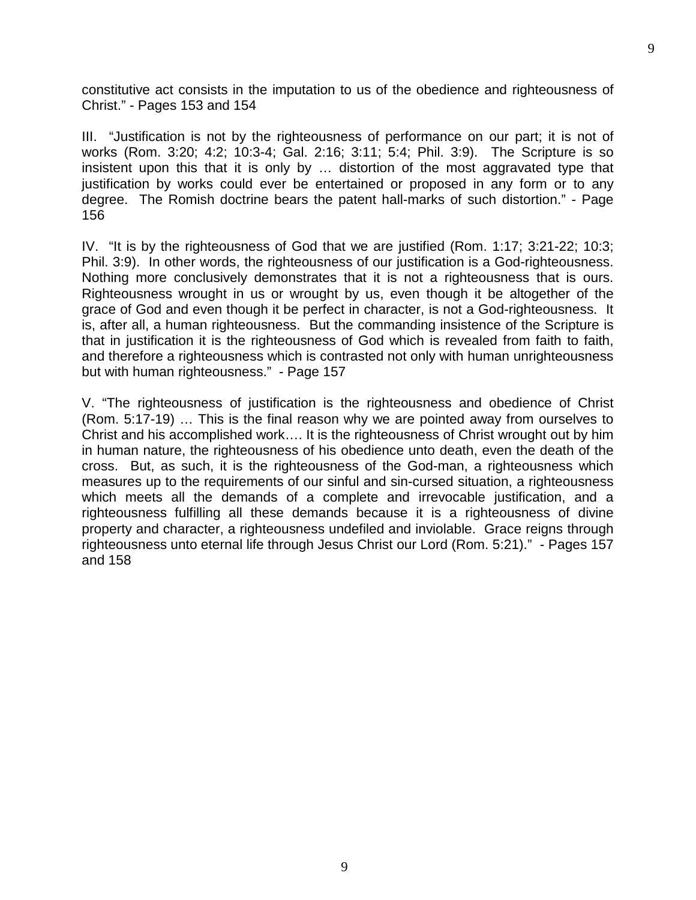constitutive act consists in the imputation to us of the obedience and righteousness of Christ." - Pages 153 and 154

III. "Justification is not by the righteousness of performance on our part; it is not of works (Rom. 3:20; 4:2; 10:3-4; Gal. 2:16; 3:11; 5:4; Phil. 3:9). The Scripture is so insistent upon this that it is only by … distortion of the most aggravated type that justification by works could ever be entertained or proposed in any form or to any degree. The Romish doctrine bears the patent hall-marks of such distortion." - Page 156

IV. "It is by the righteousness of God that we are justified (Rom. 1:17; 3:21-22; 10:3; Phil. 3:9). In other words, the righteousness of our justification is a God-righteousness. Nothing more conclusively demonstrates that it is not a righteousness that is ours. Righteousness wrought in us or wrought by us, even though it be altogether of the grace of God and even though it be perfect in character, is not a God-righteousness. It is, after all, a human righteousness. But the commanding insistence of the Scripture is that in justification it is the righteousness of God which is revealed from faith to faith, and therefore a righteousness which is contrasted not only with human unrighteousness but with human righteousness." - Page 157

V. "The righteousness of justification is the righteousness and obedience of Christ (Rom. 5:17-19) … This is the final reason why we are pointed away from ourselves to Christ and his accomplished work…. It is the righteousness of Christ wrought out by him in human nature, the righteousness of his obedience unto death, even the death of the cross. But, as such, it is the righteousness of the God-man, a righteousness which measures up to the requirements of our sinful and sin-cursed situation, a righteousness which meets all the demands of a complete and irrevocable justification, and a righteousness fulfilling all these demands because it is a righteousness of divine property and character, a righteousness undefiled and inviolable. Grace reigns through righteousness unto eternal life through Jesus Christ our Lord (Rom. 5:21)." - Pages 157 and 158